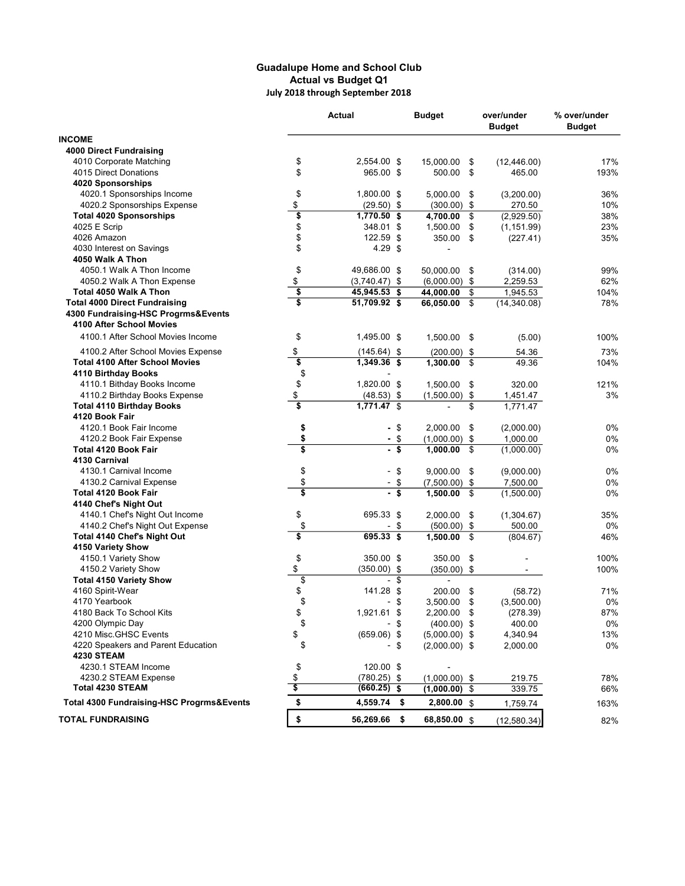# Guadalupe Home and School Club
## Actual vs Budget Q1
### July 2018 through September 2018

| | Actual | Budget | over/under Budget | % over/under Budget |
|---|---|---|---|---|
| **INCOME** | | | | |
| **4000 Direct Fundraising** | | | | |
| 4010 Corporate Matching | $ 2,554.00 | $ 15,000.00 | $ (12,446.00) | 17% |
| 4015 Direct Donations | $ 965.00 | $ 500.00 | $ 465.00 | 193% |
| **4020 Sponsorships** | | | | |
| 4020.1 Sponsorships Income | $ 1,800.00 | $ 5,000.00 | $ (3,200.00) | 36% |
| 4020.2 Sponsorships Expense | $ (29.50) | $ (300.00) | $ 270.50 | 10% |
| **Total 4020 Sponsorships** | **$ 1,770.50** | **$ 4,700.00** | $ (2,929.50) | 38% |
| 4025 E Scrip | $ 348.01 | $ 1,500.00 | $ (1,151.99) | 23% |
| 4026 Amazon | $ 122.59 | $ 350.00 | $ (227.41) | 35% |
| 4030 Interest on Savings | $ 4.29 | $ - | | |
| **4050 Walk A Thon** | | | | |
| 4050.1 Walk A Thon Income | $ 49,686.00 | $ 50,000.00 | $ (314.00) | 99% |
| 4050.2 Walk A Thon Expense | $ (3,740.47) | $ (6,000.00) | $ 2,259.53 | 62% |
| **Total 4050 Walk A Thon** | **$ 45,945.53** | **$ 44,000.00** | $ 1,945.53 | 104% |
| **Total 4000 Direct Fundraising** | **$ 51,709.92** | **$ 66,050.00** | $ (14,340.08) | 78% |
| **4300 Fundraising-HSC Progrms&Events** | | | | |
| **4100 After School Movies** | | | | |
| 4100.1 After School Movies Income | $ 1,495.00 | $ 1,500.00 | $ (5.00) | 100% |
| 4100.2 After School Movies Expense | $ (145.64) | $ (200.00) | $ 54.36 | 73% |
| **Total 4100 After School Movies** | **$ 1,349.36** | **$ 1,300.00** | $ 49.36 | 104% |
| **4110 Birthday Books** | $ - | | | |
| 4110.1 Bithday Books Income | $ 1,820.00 | $ 1,500.00 | $ 320.00 | 121% |
| 4110.2 Birthday Books Expense | $ (48.53) | $ (1,500.00) | $ 1,451.47 | 3% |
| **Total 4110 Birthday Books** | **$ 1,771.47** | $ - | $ 1,771.47 | |
| **4120 Book Fair** | | | | |
| 4120.1 Book Fair Income | **$ -** | $ 2,000.00 | $ (2,000.00) | 0% |
| 4120.2 Book Fair Expense | **$ -** | $ (1,000.00) | $ 1,000.00 | 0% |
| **Total 4120 Book Fair** | **$ -** | **$ 1,000.00** | $ (1,000.00) | 0% |
| **4130 Carnival** | | | | |
| 4130.1 Carnival Income | $ - | $ 9,000.00 | $ (9,000.00) | 0% |
| 4130.2 Carnival Expense | $ - | $ (7,500.00) | $ 7,500.00 | 0% |
| **Total 4120 Book Fair** | **$ -** | **$ 1,500.00** | $ (1,500.00) | 0% |
| **4140 Chef's Night Out** | | | | |
| 4140.1 Chef's Night Out Income | $ 695.33 | $ 2,000.00 | $ (1,304.67) | 35% |
| 4140.2 Chef's Night Out Expense | $ - | $ (500.00) | $ 500.00 | 0% |
| **Total 4140 Chef's Night Out** | **$ 695.33** | **$ 1,500.00** | $ (804.67) | 46% |
| **4150 Variety Show** | | | | |
| 4150.1 Variety Show | $ 350.00 | $ 350.00 | $ - | 100% |
| 4150.2 Variety Show | $ (350.00) | $ (350.00) | $ - | 100% |
| **Total 4150 Variety Show** | $ - | $ - | | |
| 4160 Spirit-Wear | $ 141.28 | $ 200.00 | $ (58.72) | 71% |
| 4170 Yearbook | $ - | $ 3,500.00 | $ (3,500.00) | 0% |
| 4180 Back To School Kits | $ 1,921.61 | $ 2,200.00 | $ (278.39) | 87% |
| 4200 Olympic Day | $ - | $ (400.00) | $ 400.00 | 0% |
| 4210 Misc.GHSC Events | $ (659.06) | $ (5,000.00) | $ 4,340.94 | 13% |
| 4220 Speakers and Parent Education | $ - | $ (2,000.00) | $ 2,000.00 | 0% |
| **4230 STEAM** | | | | |
| 4230.1 STEAM Income | $ 120.00 | $ - | | |
| 4230.2 STEAM Expense | $ (780.25) | $ (1,000.00) | $ 219.75 | 78% |
| **Total 4230 STEAM** | **$ (660.25)** | **$ (1,000.00)** | $ 339.75 | 66% |
| **Total 4300 Fundraising-HSC Progrms&Events** | **$ 4,559.74** | **$ 2,800.00** | $ 1,759.74 | 163% |
| **TOTAL FUNDRAISING** | **$ 56,269.66** | **$ 68,850.00** | $ (12,580.34) | 82% |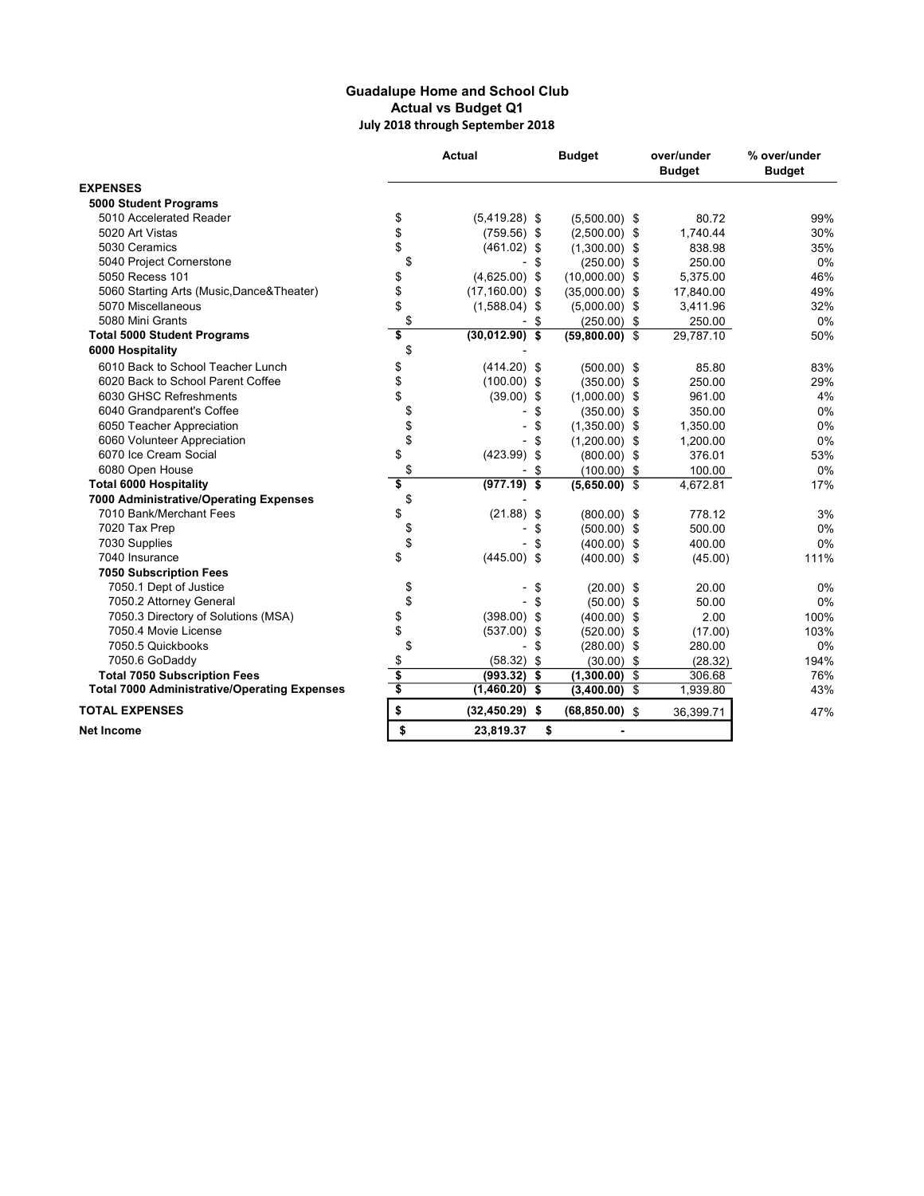**Guadalupe Home and School Club**
**Actual vs Budget Q1**
**July 2018 through September 2018**

| | Actual | Budget | over/under Budget | % over/under Budget |
|---|---|---|---|---|
| **EXPENSES** | | | | |
| **5000 Student Programs** | | | | |
| 5010 Accelerated Reader | $ (5,419.28) | $ (5,500.00) | $ 80.72 | 99% |
| 5020 Art Vistas | $ (759.56) | $ (2,500.00) | $ 1,740.44 | 30% |
| 5030 Ceramics | $ (461.02) | $ (1,300.00) | $ 838.98 | 35% |
| 5040 Project Cornerstone | $ - | $ (250.00) | $ 250.00 | 0% |
| 5050 Recess 101 | $ (4,625.00) | $ (10,000.00) | $ 5,375.00 | 46% |
| 5060 Starting Arts (Music,Dance&Theater) | $ (17,160.00) | $ (35,000.00) | $ 17,840.00 | 49% |
| 5070 Miscellaneous | $ (1,588.04) | $ (5,000.00) | $ 3,411.96 | 32% |
| 5080 Mini Grants | $ - | $ (250.00) | $ 250.00 | 0% |
| **Total 5000 Student Programs** | **$ (30,012.90)** | **$ (59,800.00)** | $ 29,787.10 | 50% |
| **6000 Hospitality** | $ - | | | |
| 6010 Back to School Teacher Lunch | $ (414.20) | $ (500.00) | $ 85.80 | 83% |
| 6020 Back to School Parent Coffee | $ (100.00) | $ (350.00) | $ 250.00 | 29% |
| 6030 GHSC Refreshments | $ (39.00) | $ (1,000.00) | $ 961.00 | 4% |
| 6040 Grandparent's Coffee | $ - | $ (350.00) | $ 350.00 | 0% |
| 6050 Teacher Appreciation | $ - | $ (1,350.00) | $ 1,350.00 | 0% |
| 6060 Volunteer Appreciation | $ - | $ (1,200.00) | $ 1,200.00 | 0% |
| 6070 Ice Cream Social | $ (423.99) | $ (800.00) | $ 376.01 | 53% |
| 6080 Open House | $ - | $ (100.00) | $ 100.00 | 0% |
| **Total 6000 Hospitality** | **$ (977.19)** | **$ (5,650.00)** | $ 4,672.81 | 17% |
| **7000 Administrative/Operating Expenses** | $ - | | | |
| 7010 Bank/Merchant Fees | $ (21.88) | $ (800.00) | $ 778.12 | 3% |
| 7020 Tax Prep | $ - | $ (500.00) | $ 500.00 | 0% |
| 7030 Supplies | $ - | $ (400.00) | $ 400.00 | 0% |
| 7040 Insurance | $ (445.00) | $ (400.00) | $ (45.00) | 111% |
| **7050 Subscription Fees** | | | | |
| 7050.1 Dept of Justice | $ - | $ (20.00) | $ 20.00 | 0% |
| 7050.2 Attorney General | $ - | $ (50.00) | $ 50.00 | 0% |
| 7050.3 Directory of Solutions (MSA) | $ (398.00) | $ (400.00) | $ 2.00 | 100% |
| 7050.4 Movie License | $ (537.00) | $ (520.00) | $ (17.00) | 103% |
| 7050.5 Quickbooks | $ - | $ (280.00) | $ 280.00 | 0% |
| 7050.6 GoDaddy | $ (58.32) | $ (30.00) | $ (28.32) | 194% |
| **Total 7050 Subscription Fees** | **$ (993.32)** | **$ (1,300.00)** | $ 306.68 | 76% |
| **Total 7000 Administrative/Operating Expenses** | **$ (1,460.20)** | **$ (3,400.00)** | $ 1,939.80 | 43% |
| **TOTAL EXPENSES** | **$ (32,450.29)** | **$ (68,850.00)** | $ 36,399.71 | 47% |
| **Net Income** | **$ 23,819.37** | **$ -** | | |